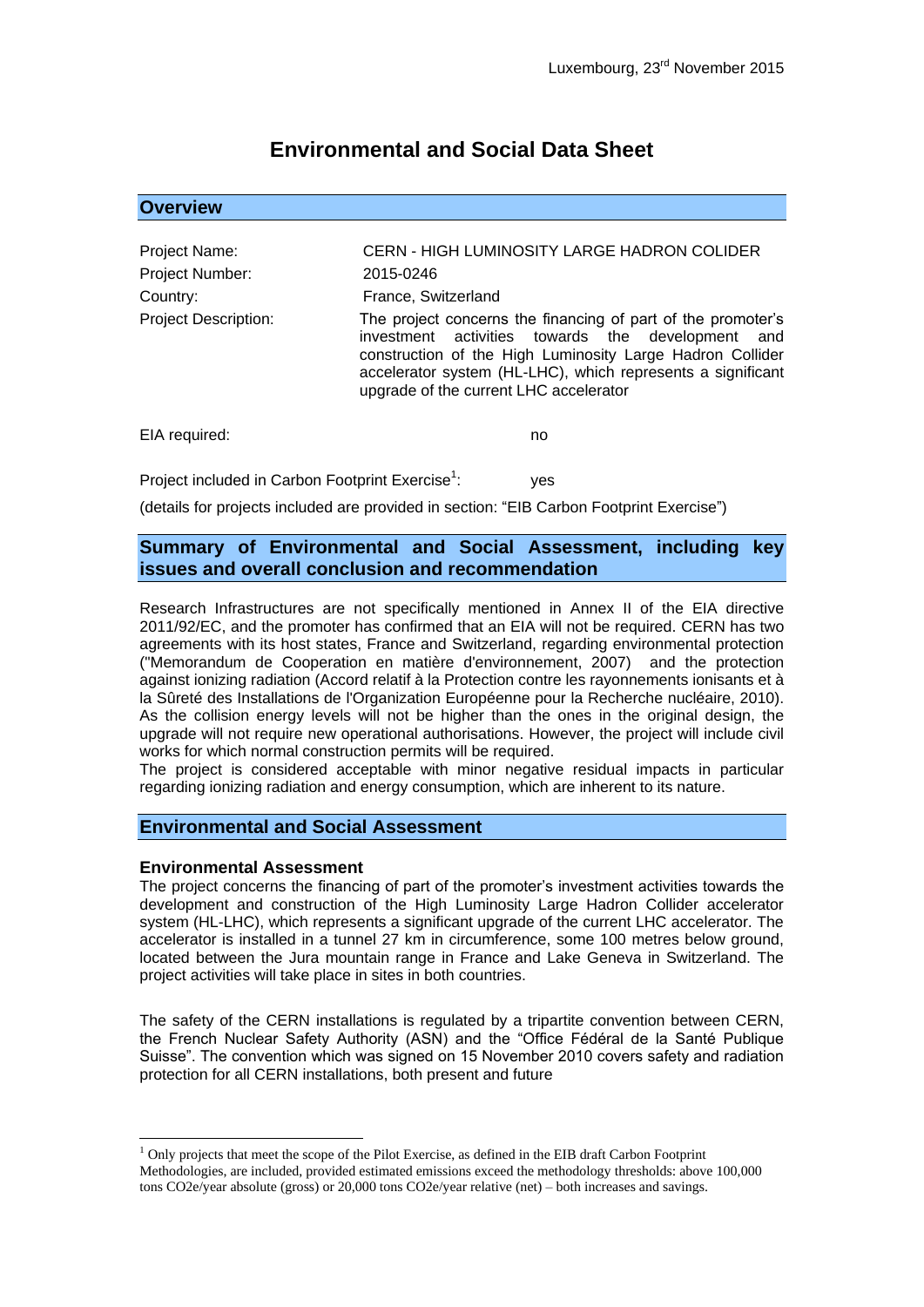Luxembourg, 23rd November 2015

# Environmental and Social Data Sheet

## Overview

| | |
|---|---|
| Project Name: | CERN - HIGH LUMINOSITY LARGE HADRON COLIDER |
| Project Number: | 2015-0246 |
| Country: | France, Switzerland |
| Project Description: | The project concerns the financing of part of the promoter's investment activities towards the development and construction of the High Luminosity Large Hadron Collider accelerator system (HL-LHC), which represents a significant upgrade of the current LHC accelerator |

EIA required: no

Project included in Carbon Footprint Exercise[1]: yes

(details for projects included are provided in section: "EIB Carbon Footprint Exercise")

## Summary of Environmental and Social Assessment, including key issues and overall conclusion and recommendation

Research Infrastructures are not specifically mentioned in Annex II of the EIA directive 2011/92/EC, and the promoter has confirmed that an EIA will not be required. CERN has two agreements with its host states, France and Switzerland, regarding environmental protection ("Memorandum de Cooperation en matière d'environnement, 2007) and the protection against ionizing radiation (Accord relatif à la Protection contre les rayonnements ionisants et à la Sûreté des Installations de l'Organization Européenne pour la Recherche nucléaire, 2010). As the collision energy levels will not be higher than the ones in the original design, the upgrade will not require new operational authorisations. However, the project will include civil works for which normal construction permits will be required.

The project is considered acceptable with minor negative residual impacts in particular regarding ionizing radiation and energy consumption, which are inherent to its nature.

## Environmental and Social Assessment

### Environmental Assessment

The project concerns the financing of part of the promoter's investment activities towards the development and construction of the High Luminosity Large Hadron Collider accelerator system (HL-LHC), which represents a significant upgrade of the current LHC accelerator. The accelerator is installed in a tunnel 27 km in circumference, some 100 metres below ground, located between the Jura mountain range in France and Lake Geneva in Switzerland. The project activities will take place in sites in both countries.

The safety of the CERN installations is regulated by a tripartite convention between CERN, the French Nuclear Safety Authority (ASN) and the "Office Fédéral de la Santé Publique Suisse". The convention which was signed on 15 November 2010 covers safety and radiation protection for all CERN installations, both present and future

---

[1] Only projects that meet the scope of the Pilot Exercise, as defined in the EIB draft Carbon Footprint Methodologies, are included, provided estimated emissions exceed the methodology thresholds: above 100,000 tons CO2e/year absolute (gross) or 20,000 tons CO2e/year relative (net) – both increases and savings.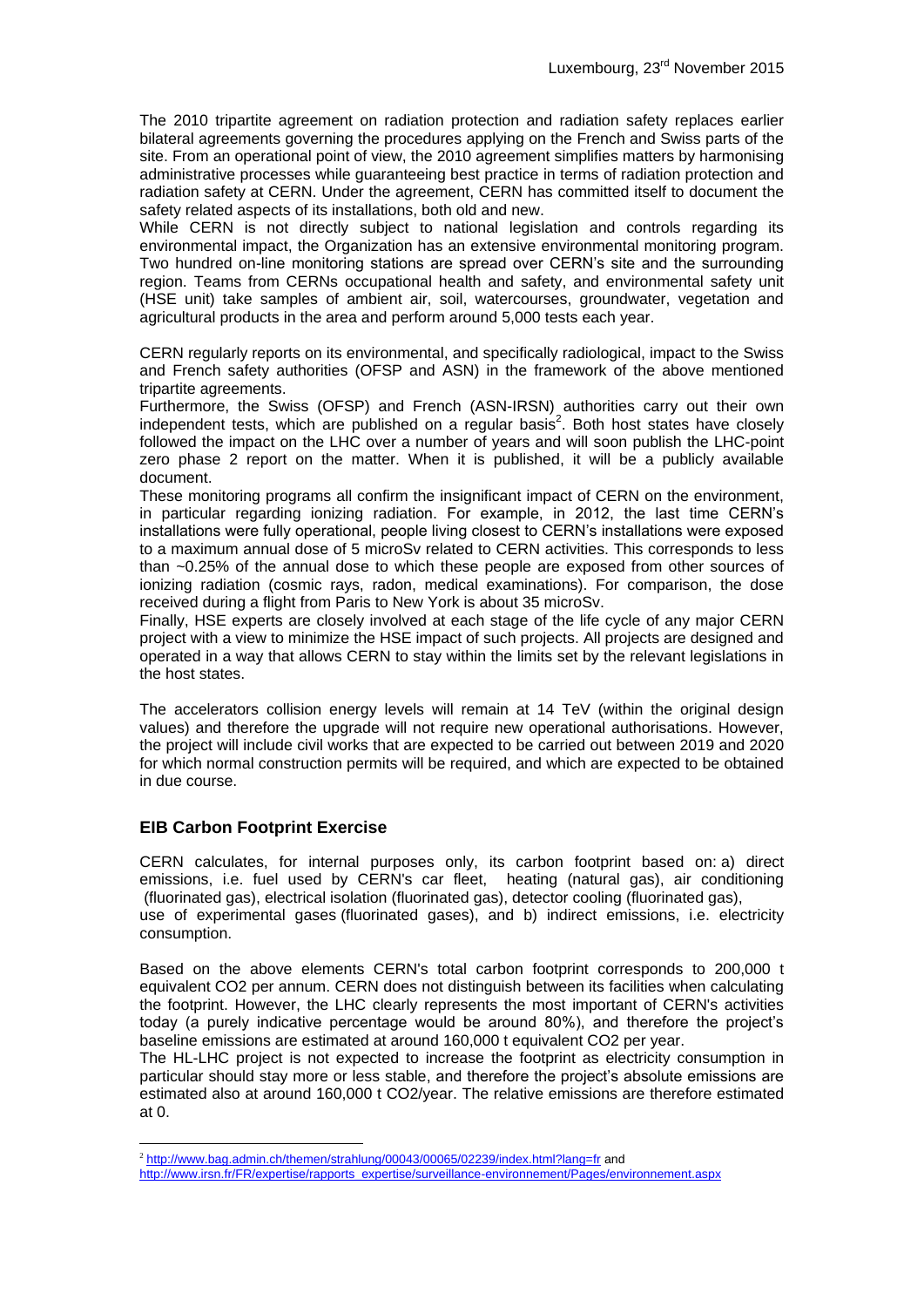Luxembourg, 23rd November 2015

The 2010 tripartite agreement on radiation protection and radiation safety replaces earlier bilateral agreements governing the procedures applying on the French and Swiss parts of the site. From an operational point of view, the 2010 agreement simplifies matters by harmonising administrative processes while guaranteeing best practice in terms of radiation protection and radiation safety at CERN. Under the agreement, CERN has committed itself to document the safety related aspects of its installations, both old and new.
While CERN is not directly subject to national legislation and controls regarding its environmental impact, the Organization has an extensive environmental monitoring program. Two hundred on-line monitoring stations are spread over CERN's site and the surrounding region. Teams from CERNs occupational health and safety, and environmental safety unit (HSE unit) take samples of ambient air, soil, watercourses, groundwater, vegetation and agricultural products in the area and perform around 5,000 tests each year.

CERN regularly reports on its environmental, and specifically radiological, impact to the Swiss and French safety authorities (OFSP and ASN) in the framework of the above mentioned tripartite agreements.
Furthermore, the Swiss (OFSP) and French (ASN-IRSN) authorities carry out their own independent tests, which are published on a regular basis[2]. Both host states have closely followed the impact on the LHC over a number of years and will soon publish the LHC-point zero phase 2 report on the matter. When it is published, it will be a publicly available document.
These monitoring programs all confirm the insignificant impact of CERN on the environment, in particular regarding ionizing radiation. For example, in 2012, the last time CERN's installations were fully operational, people living closest to CERN's installations were exposed to a maximum annual dose of 5 microSv related to CERN activities. This corresponds to less than ~0.25% of the annual dose to which these people are exposed from other sources of ionizing radiation (cosmic rays, radon, medical examinations). For comparison, the dose received during a flight from Paris to New York is about 35 microSv.
Finally, HSE experts are closely involved at each stage of the life cycle of any major CERN project with a view to minimize the HSE impact of such projects. All projects are designed and operated in a way that allows CERN to stay within the limits set by the relevant legislations in the host states.

The accelerators collision energy levels will remain at 14 TeV (within the original design values) and therefore the upgrade will not require new operational authorisations. However, the project will include civil works that are expected to be carried out between 2019 and 2020 for which normal construction permits will be required, and which are expected to be obtained in due course.

## EIB Carbon Footprint Exercise

CERN calculates, for internal purposes only, its carbon footprint based on: a) direct emissions, i.e. fuel used by CERN's car fleet, heating (natural gas), air conditioning (fluorinated gas), electrical isolation (fluorinated gas), detector cooling (fluorinated gas), use of experimental gases (fluorinated gases), and b) indirect emissions, i.e. electricity consumption.

Based on the above elements CERN's total carbon footprint corresponds to 200,000 t equivalent CO2 per annum. CERN does not distinguish between its facilities when calculating the footprint. However, the LHC clearly represents the most important of CERN's activities today (a purely indicative percentage would be around 80%), and therefore the project's baseline emissions are estimated at around 160,000 t equivalent CO2 per year.
The HL-LHC project is not expected to increase the footprint as electricity consumption in particular should stay more or less stable, and therefore the project's absolute emissions are estimated also at around 160,000 t CO2/year. The relative emissions are therefore estimated at 0.

[2] http://www.bag.admin.ch/themen/strahlung/00043/00065/02239/index.html?lang=fr and http://www.irsn.fr/FR/expertise/rapports_expertise/surveillance-environnement/Pages/environnement.aspx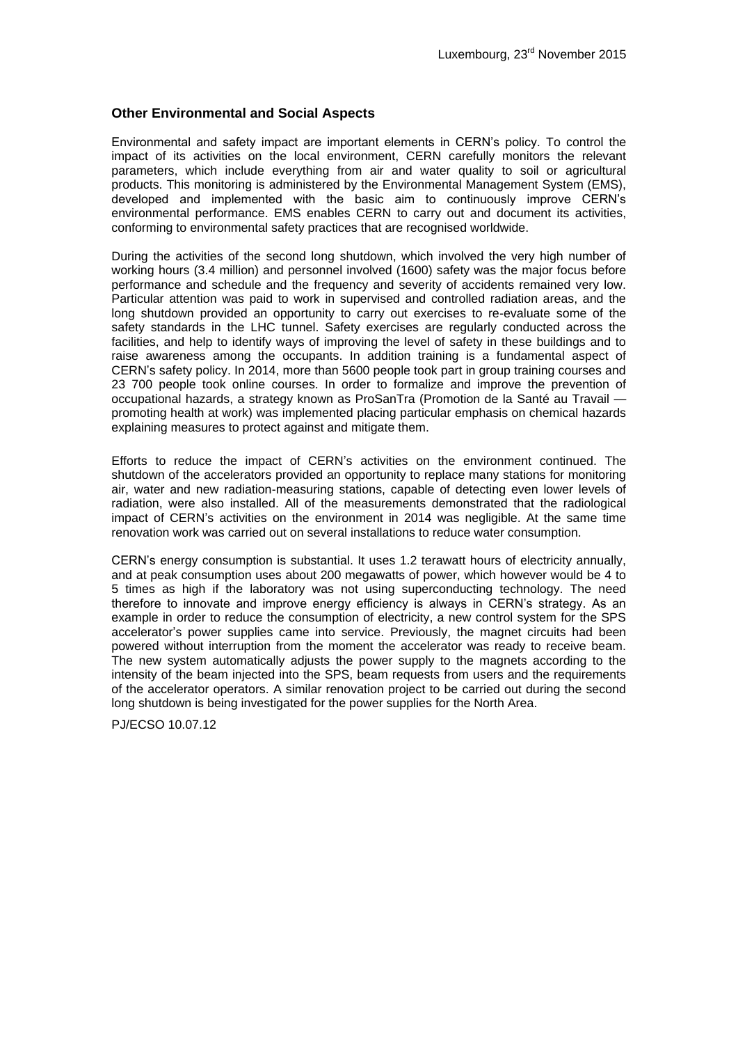Luxembourg, 23rd November 2015

### Other Environmental and Social Aspects

Environmental and safety impact are important elements in CERN's policy. To control the impact of its activities on the local environment, CERN carefully monitors the relevant parameters, which include everything from air and water quality to soil or agricultural products. This monitoring is administered by the Environmental Management System (EMS), developed and implemented with the basic aim to continuously improve CERN's environmental performance. EMS enables CERN to carry out and document its activities, conforming to environmental safety practices that are recognised worldwide.

During the activities of the second long shutdown, which involved the very high number of working hours (3.4 million) and personnel involved (1600) safety was the major focus before performance and schedule and the frequency and severity of accidents remained very low. Particular attention was paid to work in supervised and controlled radiation areas, and the long shutdown provided an opportunity to carry out exercises to re-evaluate some of the safety standards in the LHC tunnel. Safety exercises are regularly conducted across the facilities, and help to identify ways of improving the level of safety in these buildings and to raise awareness among the occupants. In addition training is a fundamental aspect of CERN's safety policy. In 2014, more than 5600 people took part in group training courses and 23 700 people took online courses. In order to formalize and improve the prevention of occupational hazards, a strategy known as ProSanTra (Promotion de la Santé au Travail — promoting health at work) was implemented placing particular emphasis on chemical hazards explaining measures to protect against and mitigate them.

Efforts to reduce the impact of CERN's activities on the environment continued. The shutdown of the accelerators provided an opportunity to replace many stations for monitoring air, water and new radiation-measuring stations, capable of detecting even lower levels of radiation, were also installed. All of the measurements demonstrated that the radiological impact of CERN's activities on the environment in 2014 was negligible. At the same time renovation work was carried out on several installations to reduce water consumption.

CERN's energy consumption is substantial. It uses 1.2 terawatt hours of electricity annually, and at peak consumption uses about 200 megawatts of power, which however would be 4 to 5 times as high if the laboratory was not using superconducting technology. The need therefore to innovate and improve energy efficiency is always in CERN's strategy. As an example in order to reduce the consumption of electricity, a new control system for the SPS accelerator's power supplies came into service. Previously, the magnet circuits had been powered without interruption from the moment the accelerator was ready to receive beam. The new system automatically adjusts the power supply to the magnets according to the intensity of the beam injected into the SPS, beam requests from users and the requirements of the accelerator operators. A similar renovation project to be carried out during the second long shutdown is being investigated for the power supplies for the North Area.

PJ/ECSO 10.07.12